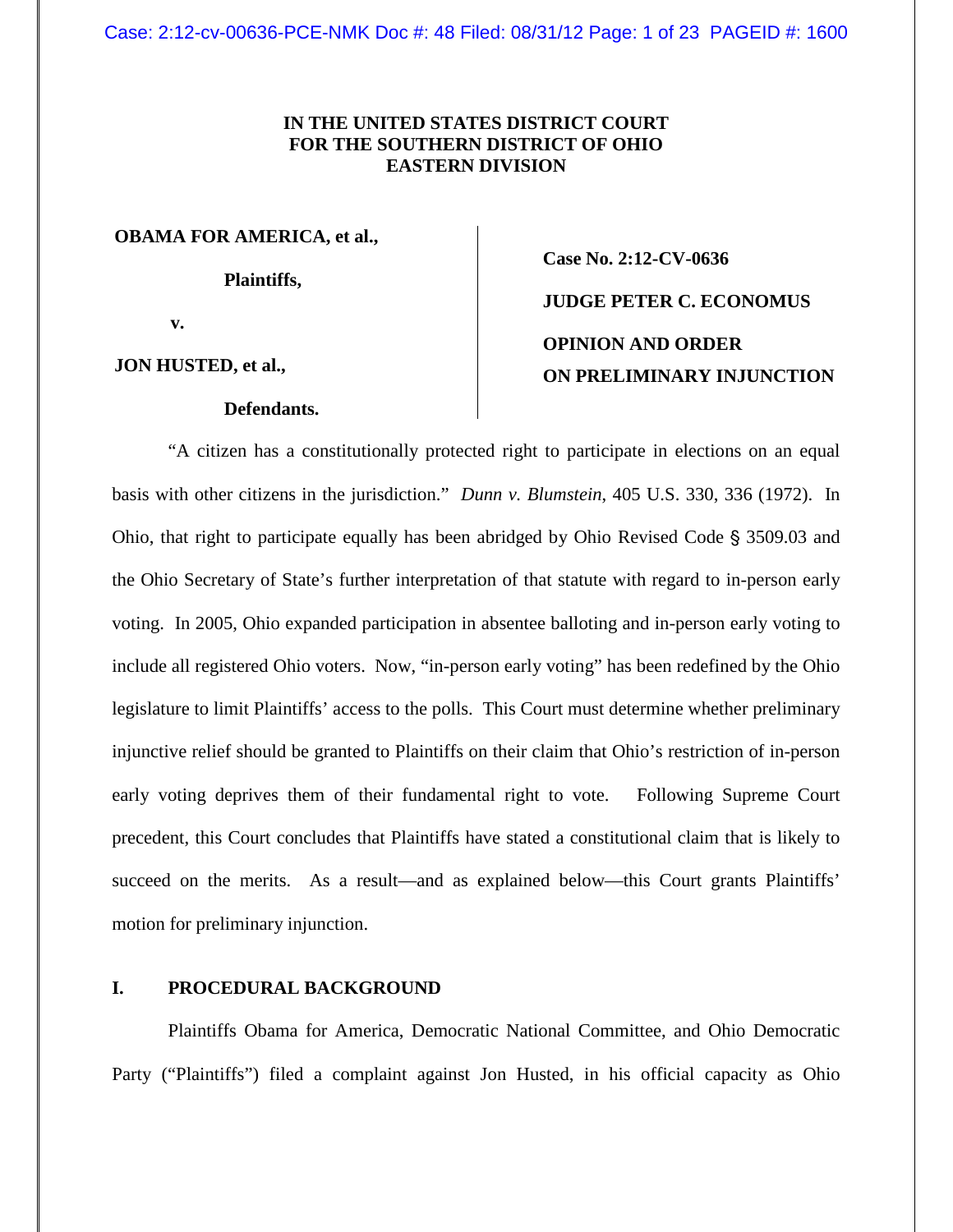**IN THE UNITED STATES DISTRICT COURT**
**FOR THE SOUTHERN DISTRICT OF OHIO**
**EASTERN DIVISION**

**OBAMA FOR AMERICA, et al.,**

**Plaintiffs,**

**v.**

**JON HUSTED, et al.,**

**Defendants.**

**Case No. 2:12-CV-0636**

**JUDGE PETER C. ECONOMUS**

**OPINION AND ORDER**
**ON PRELIMINARY INJUNCTION**

"A citizen has a constitutionally protected right to participate in elections on an equal basis with other citizens in the jurisdiction." *Dunn v. Blumstein*, 405 U.S. 330, 336 (1972). In Ohio, that right to participate equally has been abridged by Ohio Revised Code § 3509.03 and the Ohio Secretary of State's further interpretation of that statute with regard to in-person early voting. In 2005, Ohio expanded participation in absentee balloting and in-person early voting to include all registered Ohio voters. Now, "in-person early voting" has been redefined by the Ohio legislature to limit Plaintiffs' access to the polls. This Court must determine whether preliminary injunctive relief should be granted to Plaintiffs on their claim that Ohio's restriction of in-person early voting deprives them of their fundamental right to vote. Following Supreme Court precedent, this Court concludes that Plaintiffs have stated a constitutional claim that is likely to succeed on the merits. As a result—and as explained below—this Court grants Plaintiffs' motion for preliminary injunction.

## I. PROCEDURAL BACKGROUND

Plaintiffs Obama for America, Democratic National Committee, and Ohio Democratic Party ("Plaintiffs") filed a complaint against Jon Husted, in his official capacity as Ohio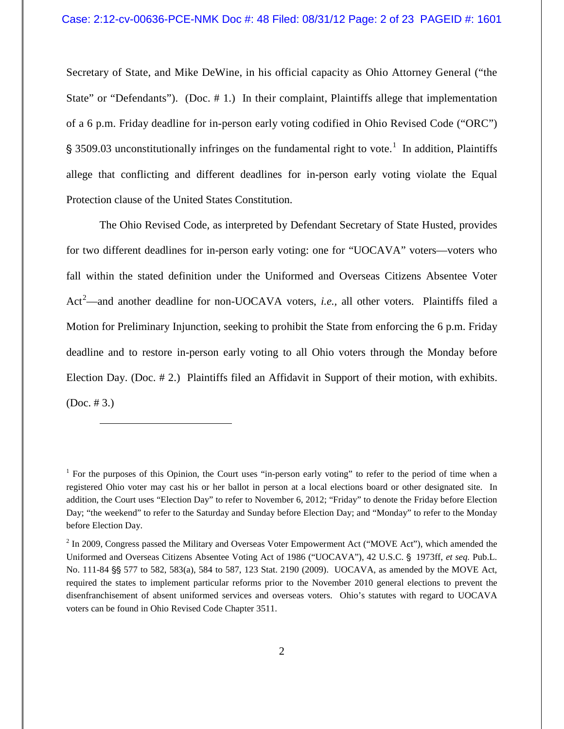Secretary of State, and Mike DeWine, in his official capacity as Ohio Attorney General ("the State" or "Defendants"). (Doc. # 1.) In their complaint, Plaintiffs allege that implementation of a 6 p.m. Friday deadline for in-person early voting codified in Ohio Revised Code ("ORC") § 3509.03 unconstitutionally infringes on the fundamental right to vote.[1] In addition, Plaintiffs allege that conflicting and different deadlines for in-person early voting violate the Equal Protection clause of the United States Constitution.

The Ohio Revised Code, as interpreted by Defendant Secretary of State Husted, provides for two different deadlines for in-person early voting: one for "UOCAVA" voters—voters who fall within the stated definition under the Uniformed and Overseas Citizens Absentee Voter Act[2]—and another deadline for non-UOCAVA voters, *i.e.*, all other voters. Plaintiffs filed a Motion for Preliminary Injunction, seeking to prohibit the State from enforcing the 6 p.m. Friday deadline and to restore in-person early voting to all Ohio voters through the Monday before Election Day. (Doc. # 2.) Plaintiffs filed an Affidavit in Support of their motion, with exhibits. (Doc. # 3.)

---

[1] For the purposes of this Opinion, the Court uses "in-person early voting" to refer to the period of time when a registered Ohio voter may cast his or her ballot in person at a local elections board or other designated site. In addition, the Court uses "Election Day" to refer to November 6, 2012; "Friday" to denote the Friday before Election Day; "the weekend" to refer to the Saturday and Sunday before Election Day; and "Monday" to refer to the Monday before Election Day.

[2] In 2009, Congress passed the Military and Overseas Voter Empowerment Act ("MOVE Act"), which amended the Uniformed and Overseas Citizens Absentee Voting Act of 1986 ("UOCAVA"), 42 U.S.C. § 1973ff, *et seq.* Pub.L. No. 111-84 §§ 577 to 582, 583(a), 584 to 587, 123 Stat. 2190 (2009). UOCAVA, as amended by the MOVE Act, required the states to implement particular reforms prior to the November 2010 general elections to prevent the disenfranchisement of absent uniformed services and overseas voters. Ohio's statutes with regard to UOCAVA voters can be found in Ohio Revised Code Chapter 3511.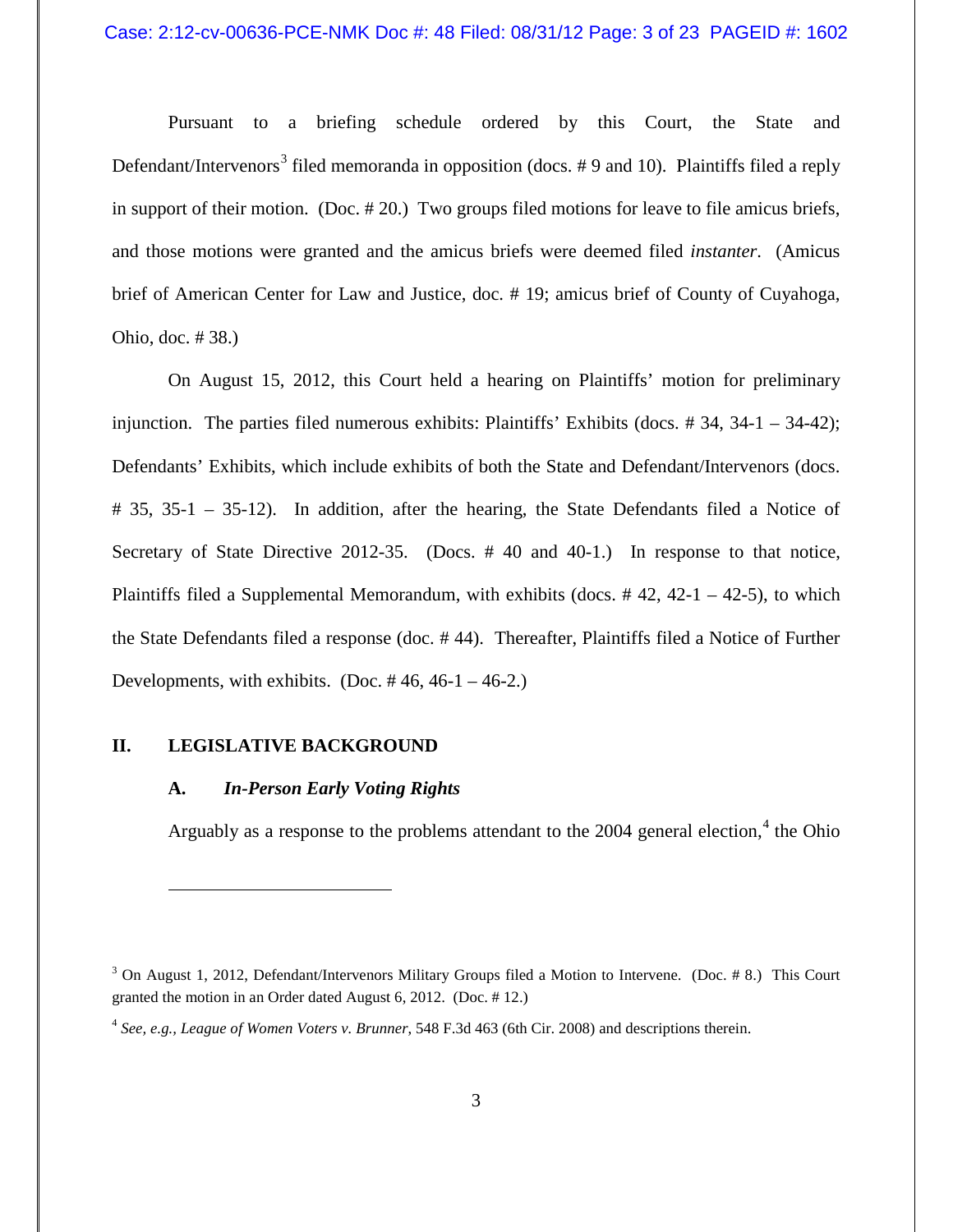Pursuant to a briefing schedule ordered by this Court, the State and Defendant/Intervenors[3] filed memoranda in opposition (docs. # 9 and 10). Plaintiffs filed a reply in support of their motion. (Doc. # 20.) Two groups filed motions for leave to file amicus briefs, and those motions were granted and the amicus briefs were deemed filed *instanter*. (Amicus brief of American Center for Law and Justice, doc. # 19; amicus brief of County of Cuyahoga, Ohio, doc. # 38.)

On August 15, 2012, this Court held a hearing on Plaintiffs' motion for preliminary injunction. The parties filed numerous exhibits: Plaintiffs' Exhibits (docs. # 34, 34-1 – 34-42); Defendants' Exhibits, which include exhibits of both the State and Defendant/Intervenors (docs. # 35, 35-1 – 35-12). In addition, after the hearing, the State Defendants filed a Notice of Secretary of State Directive 2012-35. (Docs. # 40 and 40-1.) In response to that notice, Plaintiffs filed a Supplemental Memorandum, with exhibits (docs. # 42, 42-1 – 42-5), to which the State Defendants filed a response (doc. # 44). Thereafter, Plaintiffs filed a Notice of Further Developments, with exhibits. (Doc. # 46, 46-1 – 46-2.)

## II. LEGISLATIVE BACKGROUND

### A. *In-Person Early Voting Rights*

Arguably as a response to the problems attendant to the 2004 general election,[4] the Ohio

---

[3] On August 1, 2012, Defendant/Intervenors Military Groups filed a Motion to Intervene. (Doc. # 8.) This Court granted the motion in an Order dated August 6, 2012. (Doc. # 12.)

[4] *See, e.g., League of Women Voters v. Brunner*, 548 F.3d 463 (6th Cir. 2008) and descriptions therein.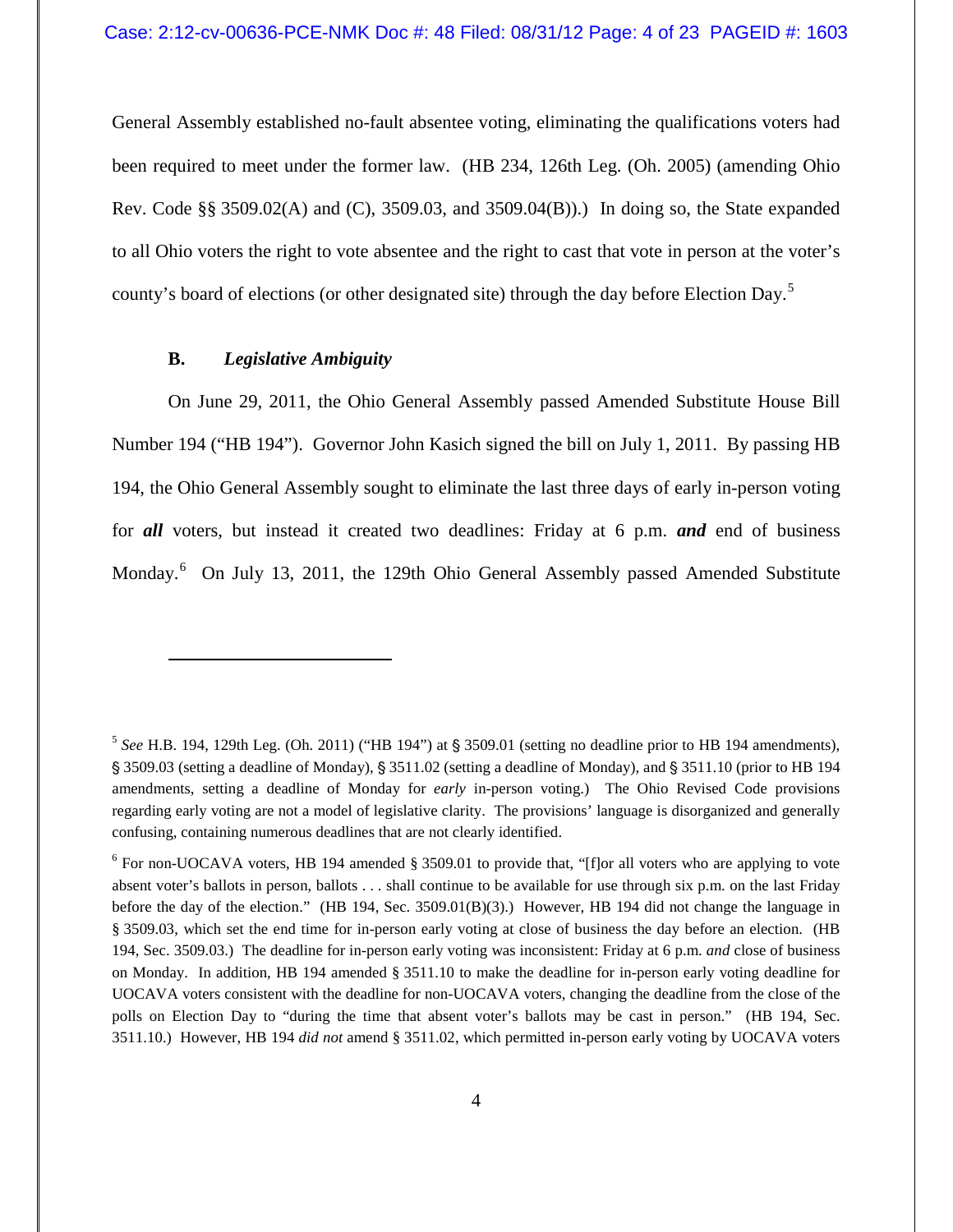General Assembly established no-fault absentee voting, eliminating the qualifications voters had been required to meet under the former law. (HB 234, 126th Leg. (Oh. 2005) (amending Ohio Rev. Code §§ 3509.02(A) and (C), 3509.03, and 3509.04(B)).) In doing so, the State expanded to all Ohio voters the right to vote absentee and the right to cast that vote in person at the voter's county's board of elections (or other designated site) through the day before Election Day.[5]

### B. *Legislative Ambiguity*

On June 29, 2011, the Ohio General Assembly passed Amended Substitute House Bill Number 194 ("HB 194"). Governor John Kasich signed the bill on July 1, 2011. By passing HB 194, the Ohio General Assembly sought to eliminate the last three days of early in-person voting for ***all*** voters, but instead it created two deadlines: Friday at 6 p.m. ***and*** end of business Monday.[6] On July 13, 2011, the 129th Ohio General Assembly passed Amended Substitute

---

[5] *See* H.B. 194, 129th Leg. (Oh. 2011) ("HB 194") at § 3509.01 (setting no deadline prior to HB 194 amendments), § 3509.03 (setting a deadline of Monday), § 3511.02 (setting a deadline of Monday), and § 3511.10 (prior to HB 194 amendments, setting a deadline of Monday for *early* in-person voting.) The Ohio Revised Code provisions regarding early voting are not a model of legislative clarity. The provisions' language is disorganized and generally confusing, containing numerous deadlines that are not clearly identified.

[6] For non-UOCAVA voters, HB 194 amended § 3509.01 to provide that, "[f]or all voters who are applying to vote absent voter's ballots in person, ballots . . . shall continue to be available for use through six p.m. on the last Friday before the day of the election." (HB 194, Sec. 3509.01(B)(3).) However, HB 194 did not change the language in § 3509.03, which set the end time for in-person early voting at close of business the day before an election. (HB 194, Sec. 3509.03.) The deadline for in-person early voting was inconsistent: Friday at 6 p.m. *and* close of business on Monday. In addition, HB 194 amended § 3511.10 to make the deadline for in-person early voting deadline for UOCAVA voters consistent with the deadline for non-UOCAVA voters, changing the deadline from the close of the polls on Election Day to "during the time that absent voter's ballots may be cast in person." (HB 194, Sec. 3511.10.) However, HB 194 *did not* amend § 3511.02, which permitted in-person early voting by UOCAVA voters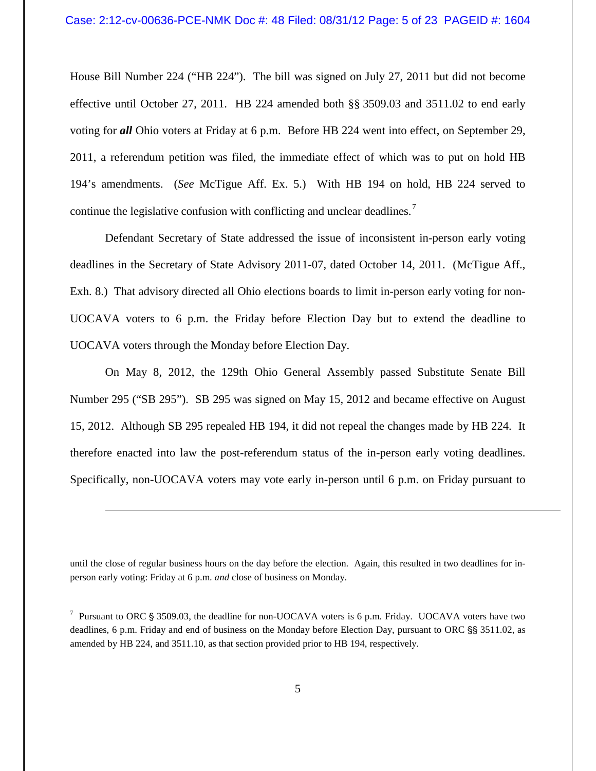House Bill Number 224 ("HB 224"). The bill was signed on July 27, 2011 but did not become effective until October 27, 2011. HB 224 amended both §§ 3509.03 and 3511.02 to end early voting for ***all*** Ohio voters at Friday at 6 p.m. Before HB 224 went into effect, on September 29, 2011, a referendum petition was filed, the immediate effect of which was to put on hold HB 194's amendments. (*See* McTigue Aff. Ex. 5.) With HB 194 on hold, HB 224 served to continue the legislative confusion with conflicting and unclear deadlines.[7]

Defendant Secretary of State addressed the issue of inconsistent in-person early voting deadlines in the Secretary of State Advisory 2011-07, dated October 14, 2011. (McTigue Aff., Exh. 8.) That advisory directed all Ohio elections boards to limit in-person early voting for non-UOCAVA voters to 6 p.m. the Friday before Election Day but to extend the deadline to UOCAVA voters through the Monday before Election Day.

On May 8, 2012, the 129th Ohio General Assembly passed Substitute Senate Bill Number 295 ("SB 295"). SB 295 was signed on May 15, 2012 and became effective on August 15, 2012. Although SB 295 repealed HB 194, it did not repeal the changes made by HB 224. It therefore enacted into law the post-referendum status of the in-person early voting deadlines. Specifically, non-UOCAVA voters may vote early in-person until 6 p.m. on Friday pursuant to

---

until the close of regular business hours on the day before the election. Again, this resulted in two deadlines for in-person early voting: Friday at 6 p.m. *and* close of business on Monday.

[7] Pursuant to ORC § 3509.03, the deadline for non-UOCAVA voters is 6 p.m. Friday. UOCAVA voters have two deadlines, 6 p.m. Friday and end of business on the Monday before Election Day, pursuant to ORC §§ 3511.02, as amended by HB 224, and 3511.10, as that section provided prior to HB 194, respectively.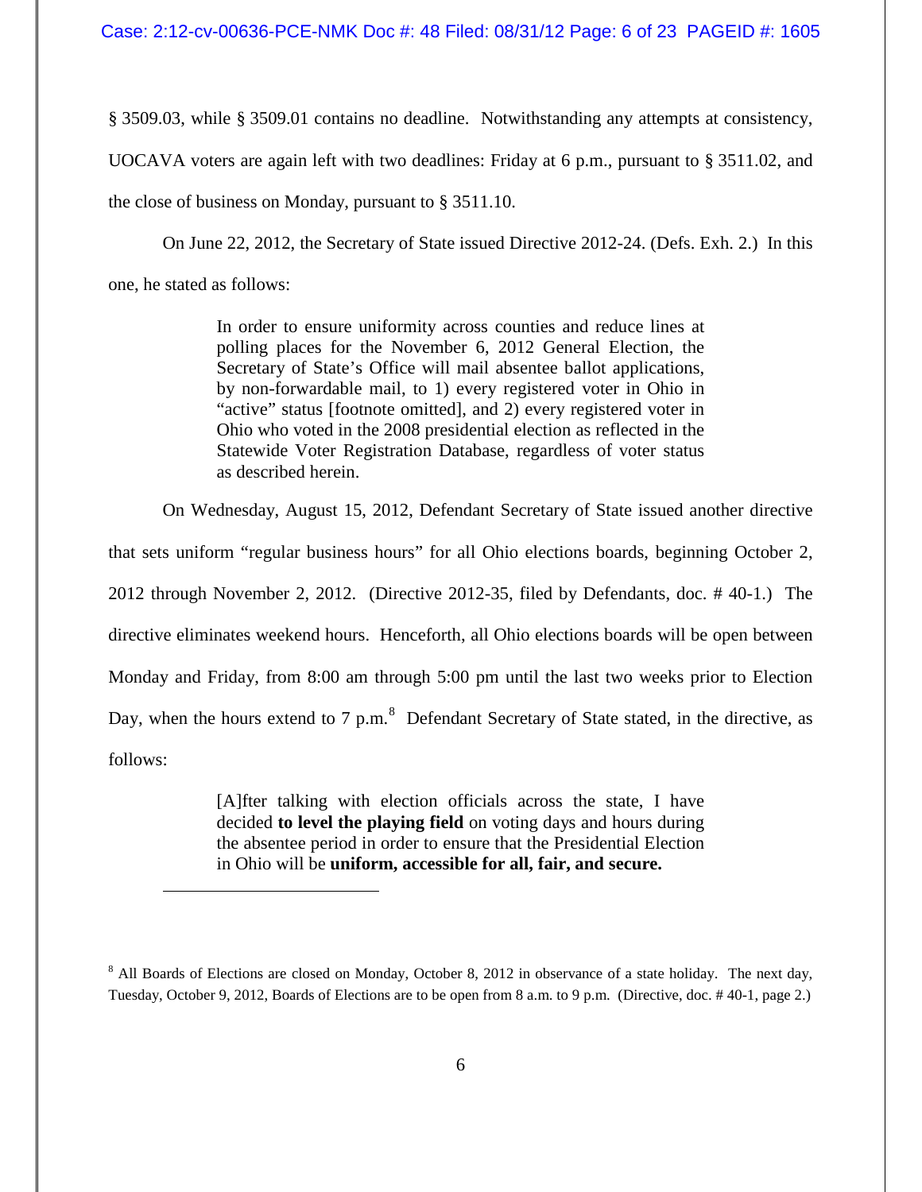§ 3509.03, while § 3509.01 contains no deadline. Notwithstanding any attempts at consistency, UOCAVA voters are again left with two deadlines: Friday at 6 p.m., pursuant to § 3511.02, and the close of business on Monday, pursuant to § 3511.10.

On June 22, 2012, the Secretary of State issued Directive 2012-24. (Defs. Exh. 2.) In this one, he stated as follows:

> In order to ensure uniformity across counties and reduce lines at polling places for the November 6, 2012 General Election, the Secretary of State's Office will mail absentee ballot applications, by non-forwardable mail, to 1) every registered voter in Ohio in "active" status [footnote omitted], and 2) every registered voter in Ohio who voted in the 2008 presidential election as reflected in the Statewide Voter Registration Database, regardless of voter status as described herein.

On Wednesday, August 15, 2012, Defendant Secretary of State issued another directive that sets uniform "regular business hours" for all Ohio elections boards, beginning October 2, 2012 through November 2, 2012. (Directive 2012-35, filed by Defendants, doc. # 40-1.) The directive eliminates weekend hours. Henceforth, all Ohio elections boards will be open between Monday and Friday, from 8:00 am through 5:00 pm until the last two weeks prior to Election Day, when the hours extend to 7 p.m.[8] Defendant Secretary of State stated, in the directive, as follows:

> [A]fter talking with election officials across the state, I have decided **to level the playing field** on voting days and hours during the absentee period in order to ensure that the Presidential Election in Ohio will be **uniform, accessible for all, fair, and secure.**

---

[8] All Boards of Elections are closed on Monday, October 8, 2012 in observance of a state holiday. The next day, Tuesday, October 9, 2012, Boards of Elections are to be open from 8 a.m. to 9 p.m. (Directive, doc. # 40-1, page 2.)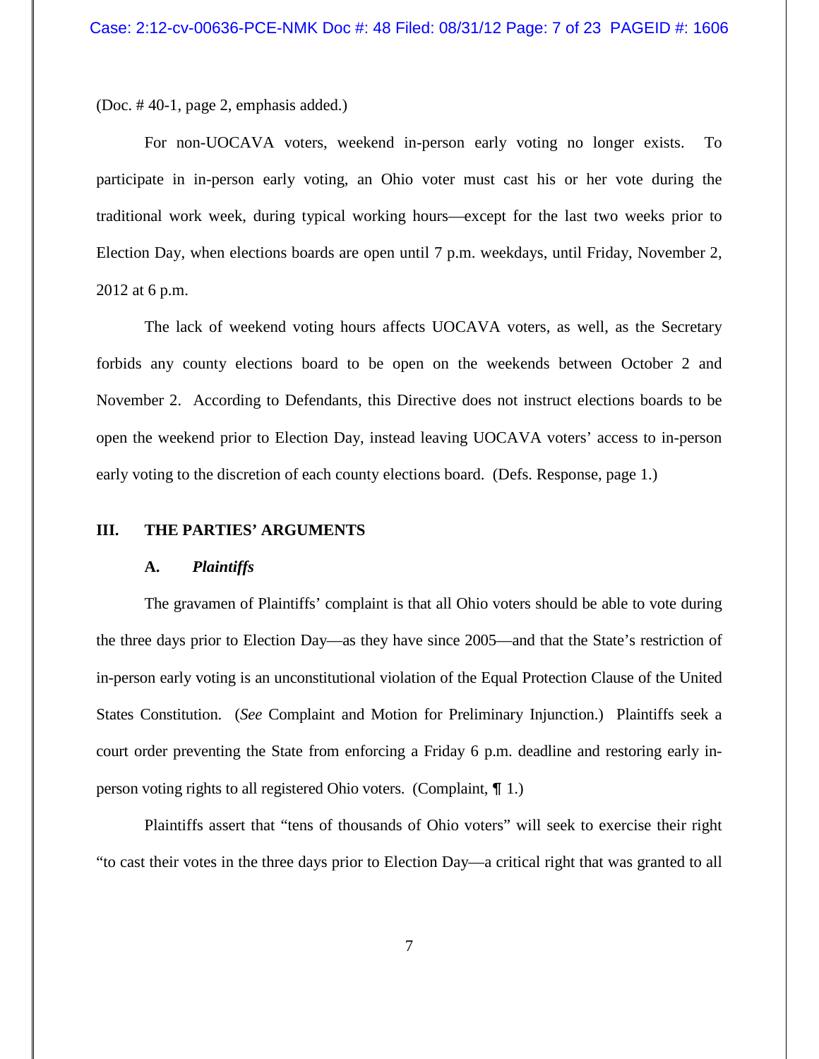(Doc. # 40-1, page 2, emphasis added.)

For non-UOCAVA voters, weekend in-person early voting no longer exists. To participate in in-person early voting, an Ohio voter must cast his or her vote during the traditional work week, during typical working hours—except for the last two weeks prior to Election Day, when elections boards are open until 7 p.m. weekdays, until Friday, November 2, 2012 at 6 p.m.

The lack of weekend voting hours affects UOCAVA voters, as well, as the Secretary forbids any county elections board to be open on the weekends between October 2 and November 2. According to Defendants, this Directive does not instruct elections boards to be open the weekend prior to Election Day, instead leaving UOCAVA voters' access to in-person early voting to the discretion of each county elections board. (Defs. Response, page 1.)

## III. THE PARTIES' ARGUMENTS

### A. *Plaintiffs*

The gravamen of Plaintiffs' complaint is that all Ohio voters should be able to vote during the three days prior to Election Day—as they have since 2005—and that the State's restriction of in-person early voting is an unconstitutional violation of the Equal Protection Clause of the United States Constitution. (*See* Complaint and Motion for Preliminary Injunction.) Plaintiffs seek a court order preventing the State from enforcing a Friday 6 p.m. deadline and restoring early in-person voting rights to all registered Ohio voters. (Complaint, ¶ 1.)

Plaintiffs assert that "tens of thousands of Ohio voters" will seek to exercise their right "to cast their votes in the three days prior to Election Day—a critical right that was granted to all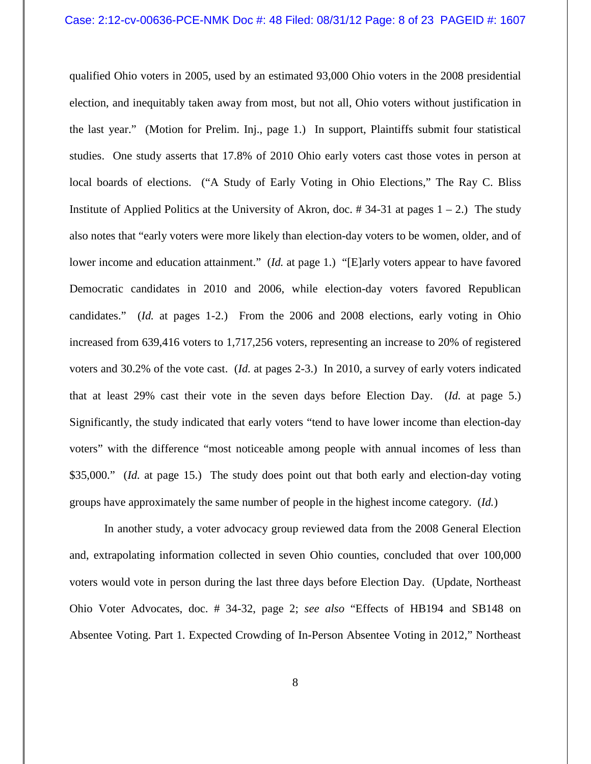qualified Ohio voters in 2005, used by an estimated 93,000 Ohio voters in the 2008 presidential election, and inequitably taken away from most, but not all, Ohio voters without justification in the last year." (Motion for Prelim. Inj., page 1.) In support, Plaintiffs submit four statistical studies. One study asserts that 17.8% of 2010 Ohio early voters cast those votes in person at local boards of elections. ("A Study of Early Voting in Ohio Elections," The Ray C. Bliss Institute of Applied Politics at the University of Akron, doc. # 34-31 at pages 1 – 2.) The study also notes that "early voters were more likely than election-day voters to be women, older, and of lower income and education attainment." (*Id.* at page 1.) "[E]arly voters appear to have favored Democratic candidates in 2010 and 2006, while election-day voters favored Republican candidates." (*Id.* at pages 1-2.) From the 2006 and 2008 elections, early voting in Ohio increased from 639,416 voters to 1,717,256 voters, representing an increase to 20% of registered voters and 30.2% of the vote cast. (*Id.* at pages 2-3.) In 2010, a survey of early voters indicated that at least 29% cast their vote in the seven days before Election Day. (*Id.* at page 5.) Significantly, the study indicated that early voters "tend to have lower income than election-day voters" with the difference "most noticeable among people with annual incomes of less than $35,000." (*Id.* at page 15.) The study does point out that both early and election-day voting groups have approximately the same number of people in the highest income category. (*Id.*)

In another study, a voter advocacy group reviewed data from the 2008 General Election and, extrapolating information collected in seven Ohio counties, concluded that over 100,000 voters would vote in person during the last three days before Election Day. (Update, Northeast Ohio Voter Advocates, doc. # 34-32, page 2; *see also* "Effects of HB194 and SB148 on Absentee Voting. Part 1. Expected Crowding of In-Person Absentee Voting in 2012," Northeast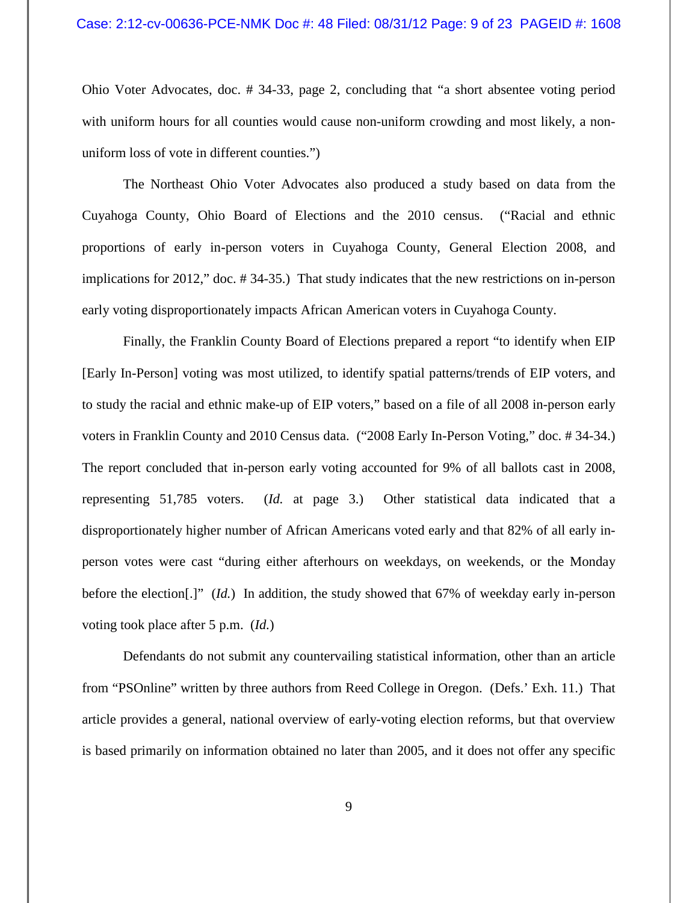Ohio Voter Advocates, doc. # 34-33, page 2, concluding that "a short absentee voting period with uniform hours for all counties would cause non-uniform crowding and most likely, a non-uniform loss of vote in different counties.")

The Northeast Ohio Voter Advocates also produced a study based on data from the Cuyahoga County, Ohio Board of Elections and the 2010 census. ("Racial and ethnic proportions of early in-person voters in Cuyahoga County, General Election 2008, and implications for 2012," doc. # 34-35.) That study indicates that the new restrictions on in-person early voting disproportionately impacts African American voters in Cuyahoga County.

Finally, the Franklin County Board of Elections prepared a report "to identify when EIP [Early In-Person] voting was most utilized, to identify spatial patterns/trends of EIP voters, and to study the racial and ethnic make-up of EIP voters," based on a file of all 2008 in-person early voters in Franklin County and 2010 Census data. ("2008 Early In-Person Voting," doc. # 34-34.) The report concluded that in-person early voting accounted for 9% of all ballots cast in 2008, representing 51,785 voters. (*Id.* at page 3.) Other statistical data indicated that a disproportionately higher number of African Americans voted early and that 82% of all early in-person votes were cast "during either afterhours on weekdays, on weekends, or the Monday before the election[.]" (*Id.*) In addition, the study showed that 67% of weekday early in-person voting took place after 5 p.m. (*Id.*)

Defendants do not submit any countervailing statistical information, other than an article from "PSOnline" written by three authors from Reed College in Oregon. (Defs.' Exh. 11.) That article provides a general, national overview of early-voting election reforms, but that overview is based primarily on information obtained no later than 2005, and it does not offer any specific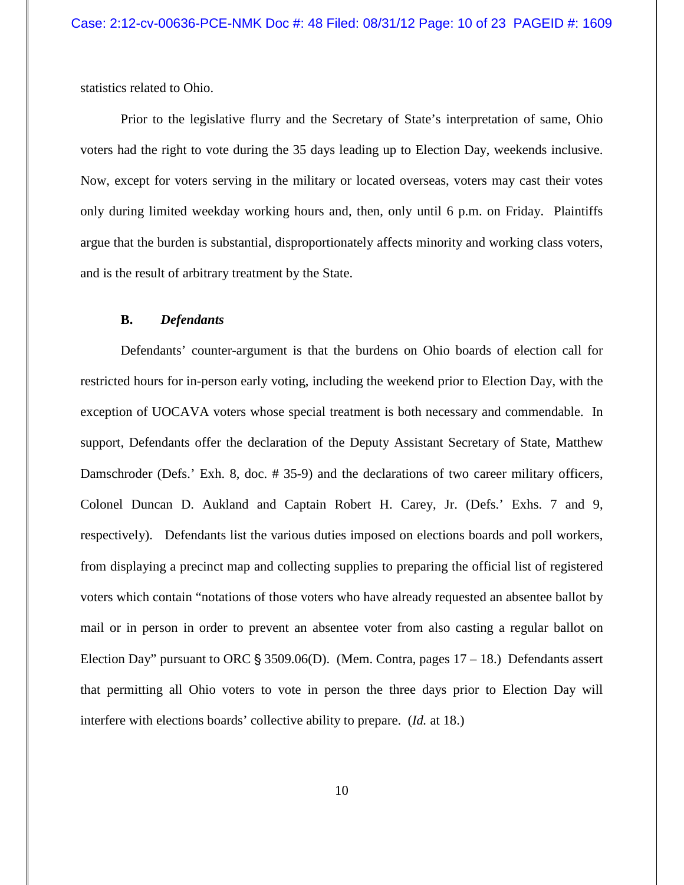statistics related to Ohio.

Prior to the legislative flurry and the Secretary of State's interpretation of same, Ohio voters had the right to vote during the 35 days leading up to Election Day, weekends inclusive. Now, except for voters serving in the military or located overseas, voters may cast their votes only during limited weekday working hours and, then, only until 6 p.m. on Friday. Plaintiffs argue that the burden is substantial, disproportionately affects minority and working class voters, and is the result of arbitrary treatment by the State.

### B. *Defendants*

Defendants' counter-argument is that the burdens on Ohio boards of election call for restricted hours for in-person early voting, including the weekend prior to Election Day, with the exception of UOCAVA voters whose special treatment is both necessary and commendable. In support, Defendants offer the declaration of the Deputy Assistant Secretary of State, Matthew Damschroder (Defs.' Exh. 8, doc. # 35-9) and the declarations of two career military officers, Colonel Duncan D. Aukland and Captain Robert H. Carey, Jr. (Defs.' Exhs. 7 and 9, respectively). Defendants list the various duties imposed on elections boards and poll workers, from displaying a precinct map and collecting supplies to preparing the official list of registered voters which contain "notations of those voters who have already requested an absentee ballot by mail or in person in order to prevent an absentee voter from also casting a regular ballot on Election Day" pursuant to ORC § 3509.06(D). (Mem. Contra, pages 17 – 18.) Defendants assert that permitting all Ohio voters to vote in person the three days prior to Election Day will interfere with elections boards' collective ability to prepare. (*Id.* at 18.)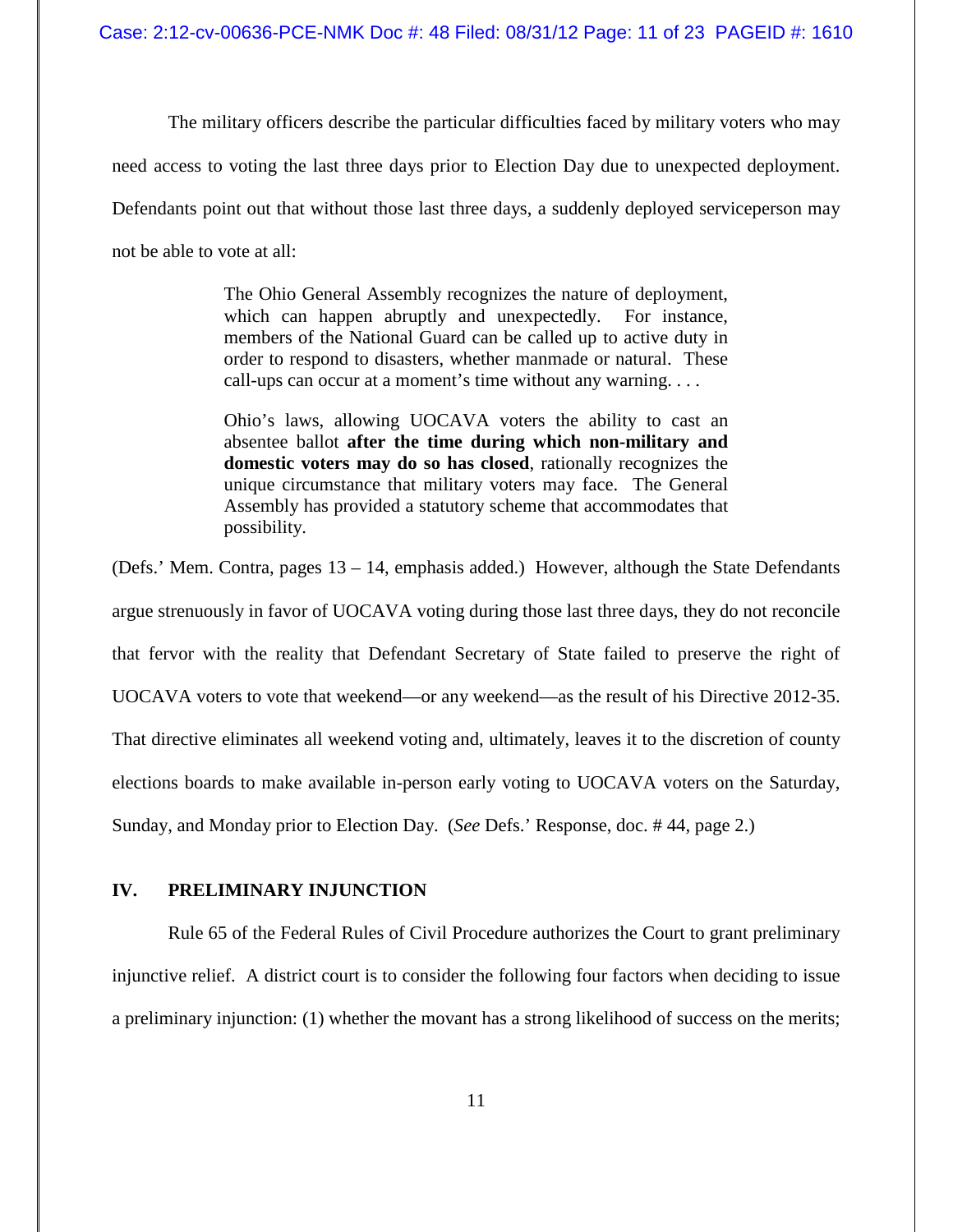The military officers describe the particular difficulties faced by military voters who may need access to voting the last three days prior to Election Day due to unexpected deployment. Defendants point out that without those last three days, a suddenly deployed serviceperson may not be able to vote at all:

> The Ohio General Assembly recognizes the nature of deployment, which can happen abruptly and unexpectedly. For instance, members of the National Guard can be called up to active duty in order to respond to disasters, whether manmade or natural. These call-ups can occur at a moment's time without any warning. . . .
>
> Ohio's laws, allowing UOCAVA voters the ability to cast an absentee ballot **after the time during which non-military and domestic voters may do so has closed**, rationally recognizes the unique circumstance that military voters may face. The General Assembly has provided a statutory scheme that accommodates that possibility.

(Defs.' Mem. Contra, pages 13 – 14, emphasis added.) However, although the State Defendants argue strenuously in favor of UOCAVA voting during those last three days, they do not reconcile that fervor with the reality that Defendant Secretary of State failed to preserve the right of UOCAVA voters to vote that weekend—or any weekend—as the result of his Directive 2012-35. That directive eliminates all weekend voting and, ultimately, leaves it to the discretion of county elections boards to make available in-person early voting to UOCAVA voters on the Saturday, Sunday, and Monday prior to Election Day. (*See* Defs.' Response, doc. # 44, page 2.)

## IV. PRELIMINARY INJUNCTION

Rule 65 of the Federal Rules of Civil Procedure authorizes the Court to grant preliminary injunctive relief. A district court is to consider the following four factors when deciding to issue a preliminary injunction: (1) whether the movant has a strong likelihood of success on the merits;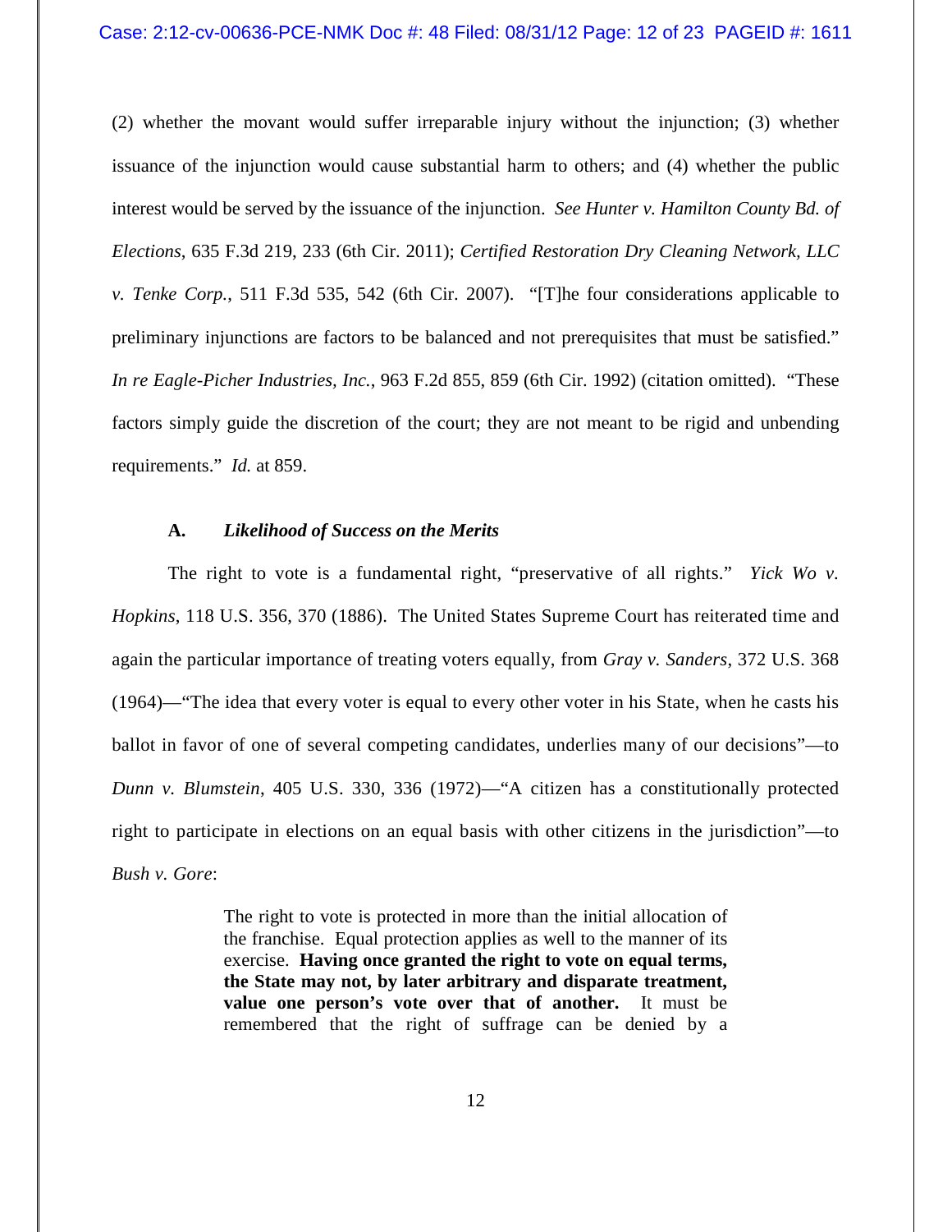(2) whether the movant would suffer irreparable injury without the injunction; (3) whether issuance of the injunction would cause substantial harm to others; and (4) whether the public interest would be served by the issuance of the injunction. *See Hunter v. Hamilton County Bd. of Elections*, 635 F.3d 219, 233 (6th Cir. 2011); *Certified Restoration Dry Cleaning Network, LLC v. Tenke Corp.*, 511 F.3d 535, 542 (6th Cir. 2007). "[T]he four considerations applicable to preliminary injunctions are factors to be balanced and not prerequisites that must be satisfied." *In re Eagle-Picher Industries, Inc.*, 963 F.2d 855, 859 (6th Cir. 1992) (citation omitted). "These factors simply guide the discretion of the court; they are not meant to be rigid and unbending requirements." *Id.* at 859.

### A. *Likelihood of Success on the Merits*

The right to vote is a fundamental right, "preservative of all rights." *Yick Wo v. Hopkins*, 118 U.S. 356, 370 (1886). The United States Supreme Court has reiterated time and again the particular importance of treating voters equally, from *Gray v. Sanders*, 372 U.S. 368 (1964)—"The idea that every voter is equal to every other voter in his State, when he casts his ballot in favor of one of several competing candidates, underlies many of our decisions"—to *Dunn v. Blumstein*, 405 U.S. 330, 336 (1972)—"A citizen has a constitutionally protected right to participate in elections on an equal basis with other citizens in the jurisdiction"—to *Bush v. Gore*:

> The right to vote is protected in more than the initial allocation of the franchise. Equal protection applies as well to the manner of its exercise. **Having once granted the right to vote on equal terms, the State may not, by later arbitrary and disparate treatment, value one person's vote over that of another.** It must be remembered that the right of suffrage can be denied by a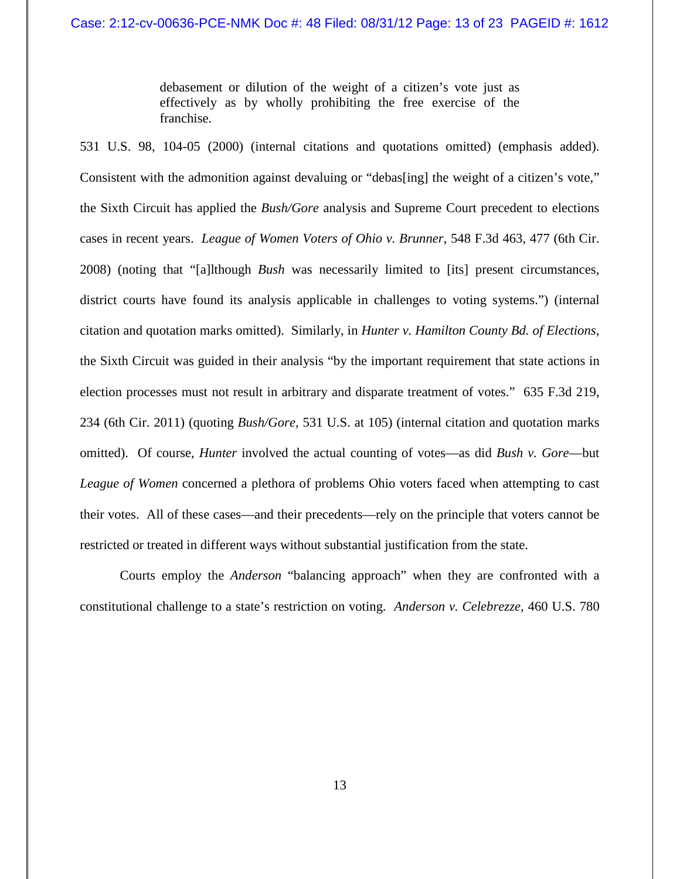> debasement or dilution of the weight of a citizen's vote just as effectively as by wholly prohibiting the free exercise of the franchise.

531 U.S. 98, 104-05 (2000) (internal citations and quotations omitted) (emphasis added). Consistent with the admonition against devaluing or "debas[ing] the weight of a citizen's vote," the Sixth Circuit has applied the *Bush/Gore* analysis and Supreme Court precedent to elections cases in recent years. *League of Women Voters of Ohio v. Brunner*, 548 F.3d 463, 477 (6th Cir. 2008) (noting that "[a]lthough *Bush* was necessarily limited to [its] present circumstances, district courts have found its analysis applicable in challenges to voting systems.") (internal citation and quotation marks omitted). Similarly, in *Hunter v. Hamilton County Bd. of Elections*, the Sixth Circuit was guided in their analysis "by the important requirement that state actions in election processes must not result in arbitrary and disparate treatment of votes." 635 F.3d 219, 234 (6th Cir. 2011) (quoting *Bush/Gore*, 531 U.S. at 105) (internal citation and quotation marks omitted). Of course, *Hunter* involved the actual counting of votes—as did *Bush v. Gore*—but *League of Women* concerned a plethora of problems Ohio voters faced when attempting to cast their votes. All of these cases—and their precedents—rely on the principle that voters cannot be restricted or treated in different ways without substantial justification from the state.

Courts employ the *Anderson* "balancing approach" when they are confronted with a constitutional challenge to a state's restriction on voting. *Anderson v. Celebrezze*, 460 U.S. 780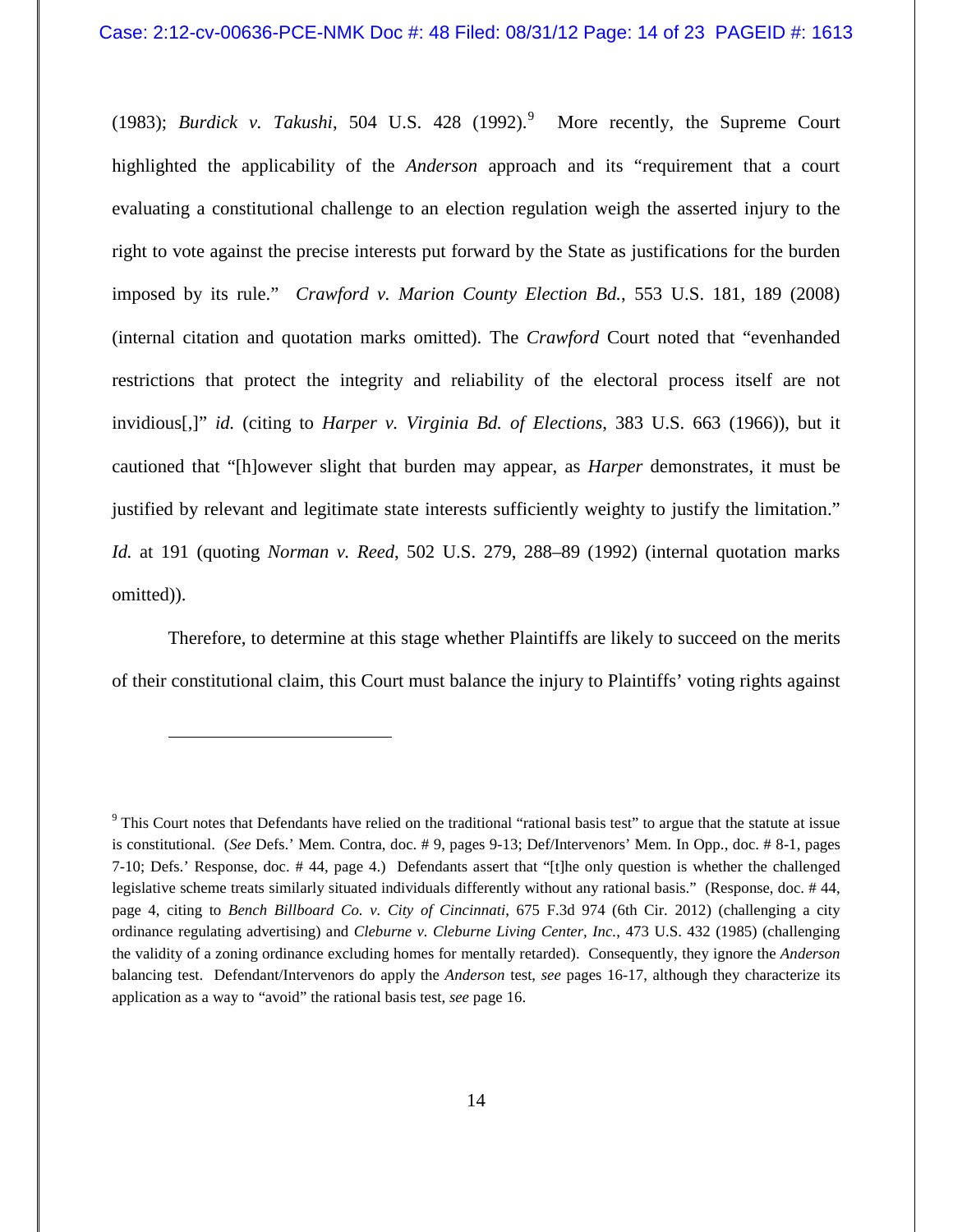(1983); *Burdick v. Takushi*, 504 U.S. 428 (1992).[9] More recently, the Supreme Court highlighted the applicability of the *Anderson* approach and its "requirement that a court evaluating a constitutional challenge to an election regulation weigh the asserted injury to the right to vote against the precise interests put forward by the State as justifications for the burden imposed by its rule." *Crawford v. Marion County Election Bd.*, 553 U.S. 181, 189 (2008) (internal citation and quotation marks omitted). The *Crawford* Court noted that "evenhanded restrictions that protect the integrity and reliability of the electoral process itself are not invidious[,]" *id.* (citing to *Harper v. Virginia Bd. of Elections*, 383 U.S. 663 (1966)), but it cautioned that "[h]owever slight that burden may appear, as *Harper* demonstrates, it must be justified by relevant and legitimate state interests sufficiently weighty to justify the limitation." *Id.* at 191 (quoting *Norman v. Reed*, 502 U.S. 279, 288–89 (1992) (internal quotation marks omitted)).

Therefore, to determine at this stage whether Plaintiffs are likely to succeed on the merits of their constitutional claim, this Court must balance the injury to Plaintiffs' voting rights against

---

[9] This Court notes that Defendants have relied on the traditional "rational basis test" to argue that the statute at issue is constitutional. (*See* Defs.' Mem. Contra, doc. # 9, pages 9-13; Def/Intervenors' Mem. In Opp., doc. # 8-1, pages 7-10; Defs.' Response, doc. # 44, page 4.) Defendants assert that "[t]he only question is whether the challenged legislative scheme treats similarly situated individuals differently without any rational basis." (Response, doc. # 44, page 4, citing to *Bench Billboard Co. v. City of Cincinnati*, 675 F.3d 974 (6th Cir. 2012) (challenging a city ordinance regulating advertising) and *Cleburne v. Cleburne Living Center, Inc.*, 473 U.S. 432 (1985) (challenging the validity of a zoning ordinance excluding homes for mentally retarded). Consequently, they ignore the *Anderson* balancing test. Defendant/Intervenors do apply the *Anderson* test, *see* pages 16-17, although they characterize its application as a way to "avoid" the rational basis test, *see* page 16.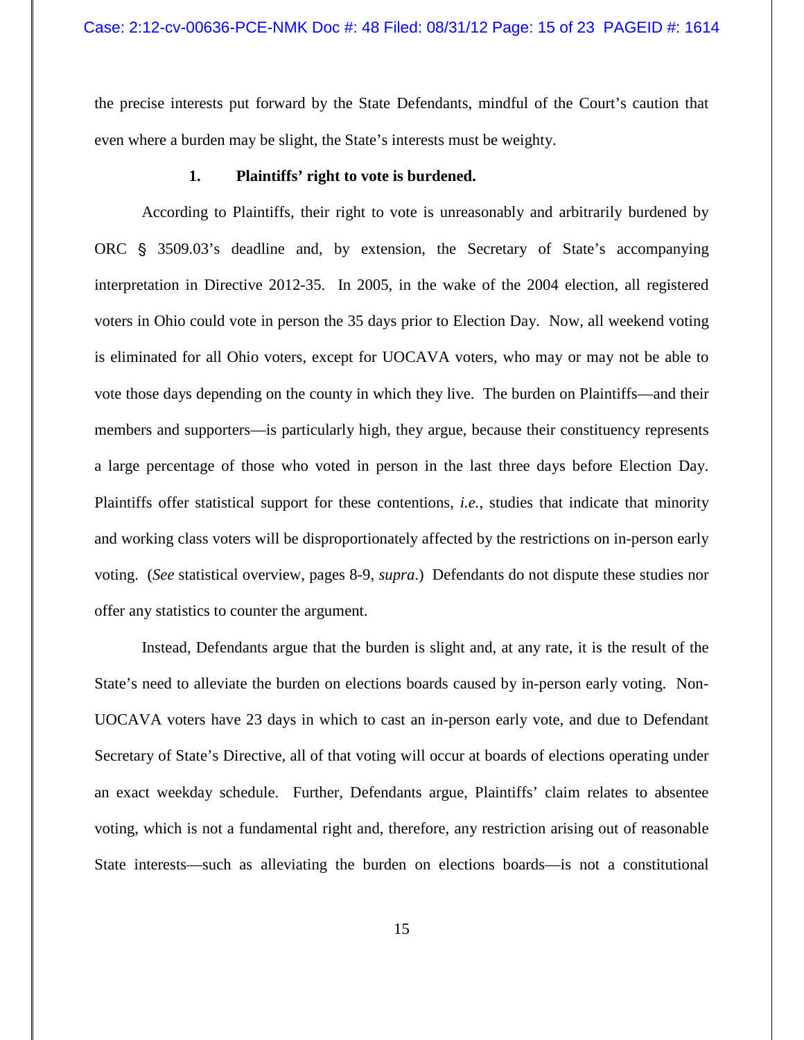the precise interests put forward by the State Defendants, mindful of the Court's caution that even where a burden may be slight, the State's interests must be weighty.

### 1. Plaintiffs' right to vote is burdened.

According to Plaintiffs, their right to vote is unreasonably and arbitrarily burdened by ORC § 3509.03's deadline and, by extension, the Secretary of State's accompanying interpretation in Directive 2012-35. In 2005, in the wake of the 2004 election, all registered voters in Ohio could vote in person the 35 days prior to Election Day. Now, all weekend voting is eliminated for all Ohio voters, except for UOCAVA voters, who may or may not be able to vote those days depending on the county in which they live. The burden on Plaintiffs—and their members and supporters—is particularly high, they argue, because their constituency represents a large percentage of those who voted in person in the last three days before Election Day. Plaintiffs offer statistical support for these contentions, *i.e.*, studies that indicate that minority and working class voters will be disproportionately affected by the restrictions on in-person early voting. (*See* statistical overview, pages 8-9, *supra*.) Defendants do not dispute these studies nor offer any statistics to counter the argument.

Instead, Defendants argue that the burden is slight and, at any rate, it is the result of the State's need to alleviate the burden on elections boards caused by in-person early voting. Non-UOCAVA voters have 23 days in which to cast an in-person early vote, and due to Defendant Secretary of State's Directive, all of that voting will occur at boards of elections operating under an exact weekday schedule. Further, Defendants argue, Plaintiffs' claim relates to absentee voting, which is not a fundamental right and, therefore, any restriction arising out of reasonable State interests—such as alleviating the burden on elections boards—is not a constitutional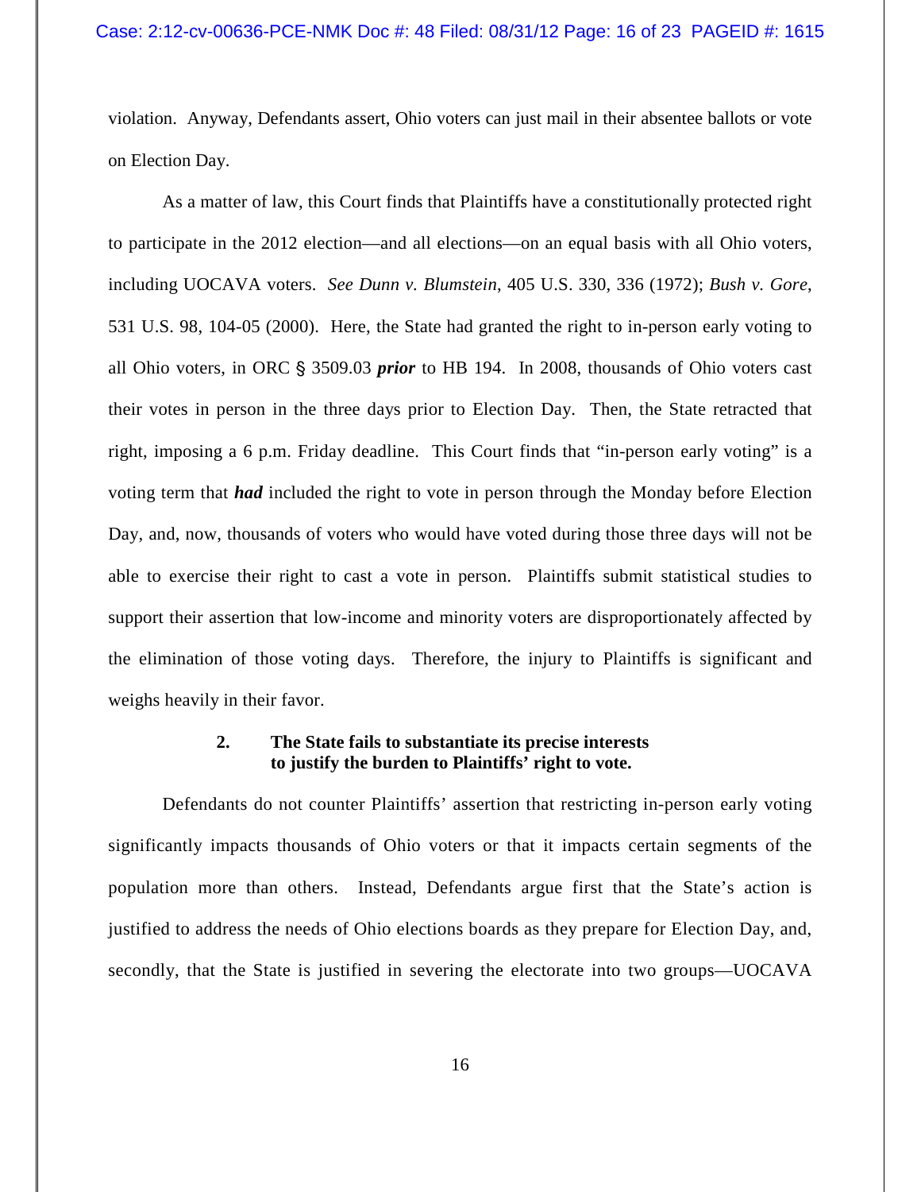violation. Anyway, Defendants assert, Ohio voters can just mail in their absentee ballots or vote on Election Day.

As a matter of law, this Court finds that Plaintiffs have a constitutionally protected right to participate in the 2012 election—and all elections—on an equal basis with all Ohio voters, including UOCAVA voters. *See Dunn v. Blumstein*, 405 U.S. 330, 336 (1972); *Bush v. Gore*, 531 U.S. 98, 104-05 (2000). Here, the State had granted the right to in-person early voting to all Ohio voters, in ORC § 3509.03 ***prior*** to HB 194. In 2008, thousands of Ohio voters cast their votes in person in the three days prior to Election Day. Then, the State retracted that right, imposing a 6 p.m. Friday deadline. This Court finds that "in-person early voting" is a voting term that ***had*** included the right to vote in person through the Monday before Election Day, and, now, thousands of voters who would have voted during those three days will not be able to exercise their right to cast a vote in person. Plaintiffs submit statistical studies to support their assertion that low-income and minority voters are disproportionately affected by the elimination of those voting days. Therefore, the injury to Plaintiffs is significant and weighs heavily in their favor.

**2. The State fails to substantiate its precise interests to justify the burden to Plaintiffs' right to vote.**

Defendants do not counter Plaintiffs' assertion that restricting in-person early voting significantly impacts thousands of Ohio voters or that it impacts certain segments of the population more than others. Instead, Defendants argue first that the State's action is justified to address the needs of Ohio elections boards as they prepare for Election Day, and, secondly, that the State is justified in severing the electorate into two groups—UOCAVA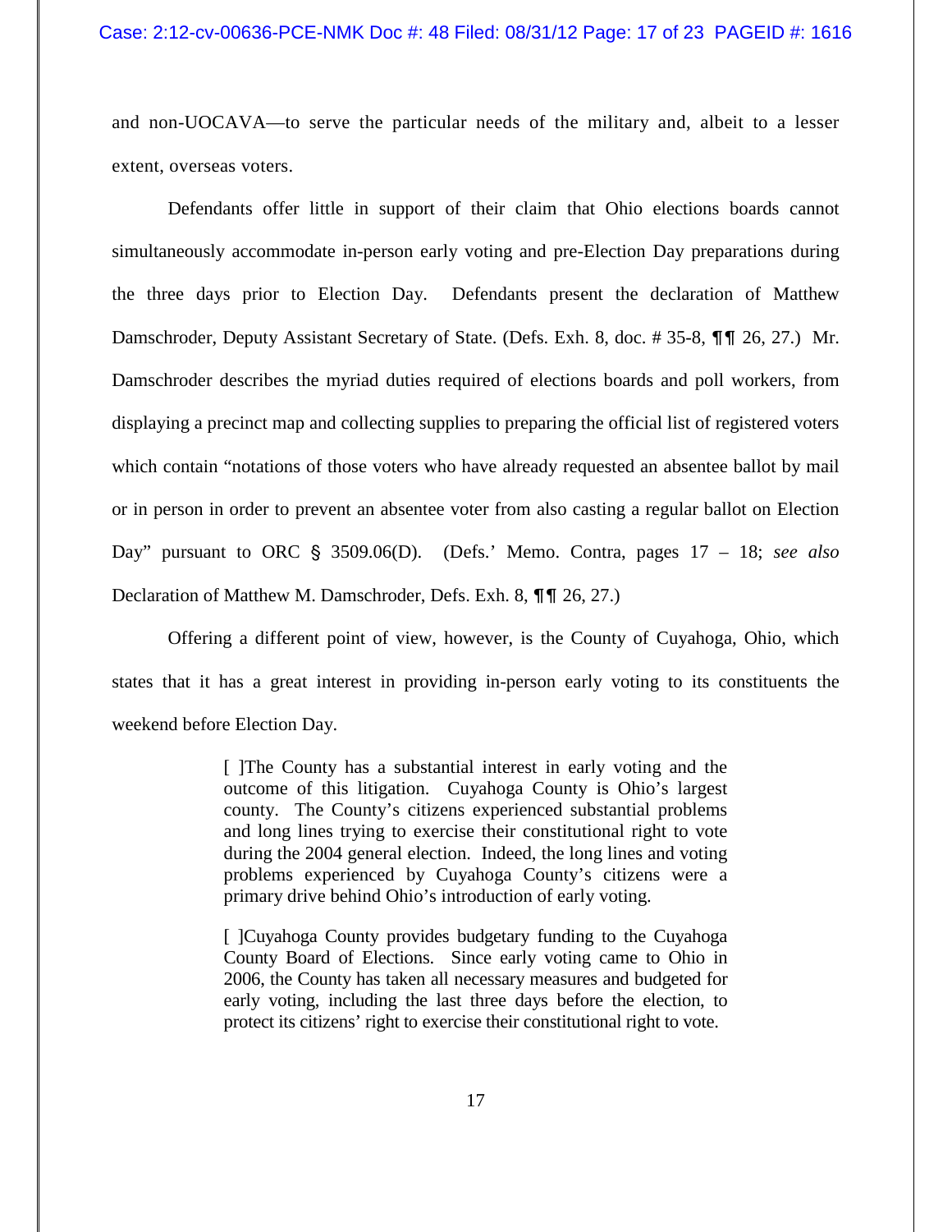and non-UOCAVA—to serve the particular needs of the military and, albeit to a lesser extent, overseas voters.

Defendants offer little in support of their claim that Ohio elections boards cannot simultaneously accommodate in-person early voting and pre-Election Day preparations during the three days prior to Election Day. Defendants present the declaration of Matthew Damschroder, Deputy Assistant Secretary of State. (Defs. Exh. 8, doc. # 35-8, ¶¶ 26, 27.) Mr. Damschroder describes the myriad duties required of elections boards and poll workers, from displaying a precinct map and collecting supplies to preparing the official list of registered voters which contain "notations of those voters who have already requested an absentee ballot by mail or in person in order to prevent an absentee voter from also casting a regular ballot on Election Day" pursuant to ORC § 3509.06(D). (Defs.' Memo. Contra, pages 17 – 18; *see also* Declaration of Matthew M. Damschroder, Defs. Exh. 8, ¶¶ 26, 27.)

Offering a different point of view, however, is the County of Cuyahoga, Ohio, which states that it has a great interest in providing in-person early voting to its constituents the weekend before Election Day.

> [ ]The County has a substantial interest in early voting and the outcome of this litigation. Cuyahoga County is Ohio's largest county. The County's citizens experienced substantial problems and long lines trying to exercise their constitutional right to vote during the 2004 general election. Indeed, the long lines and voting problems experienced by Cuyahoga County's citizens were a primary drive behind Ohio's introduction of early voting.
>
> [ ]Cuyahoga County provides budgetary funding to the Cuyahoga County Board of Elections. Since early voting came to Ohio in 2006, the County has taken all necessary measures and budgeted for early voting, including the last three days before the election, to protect its citizens' right to exercise their constitutional right to vote.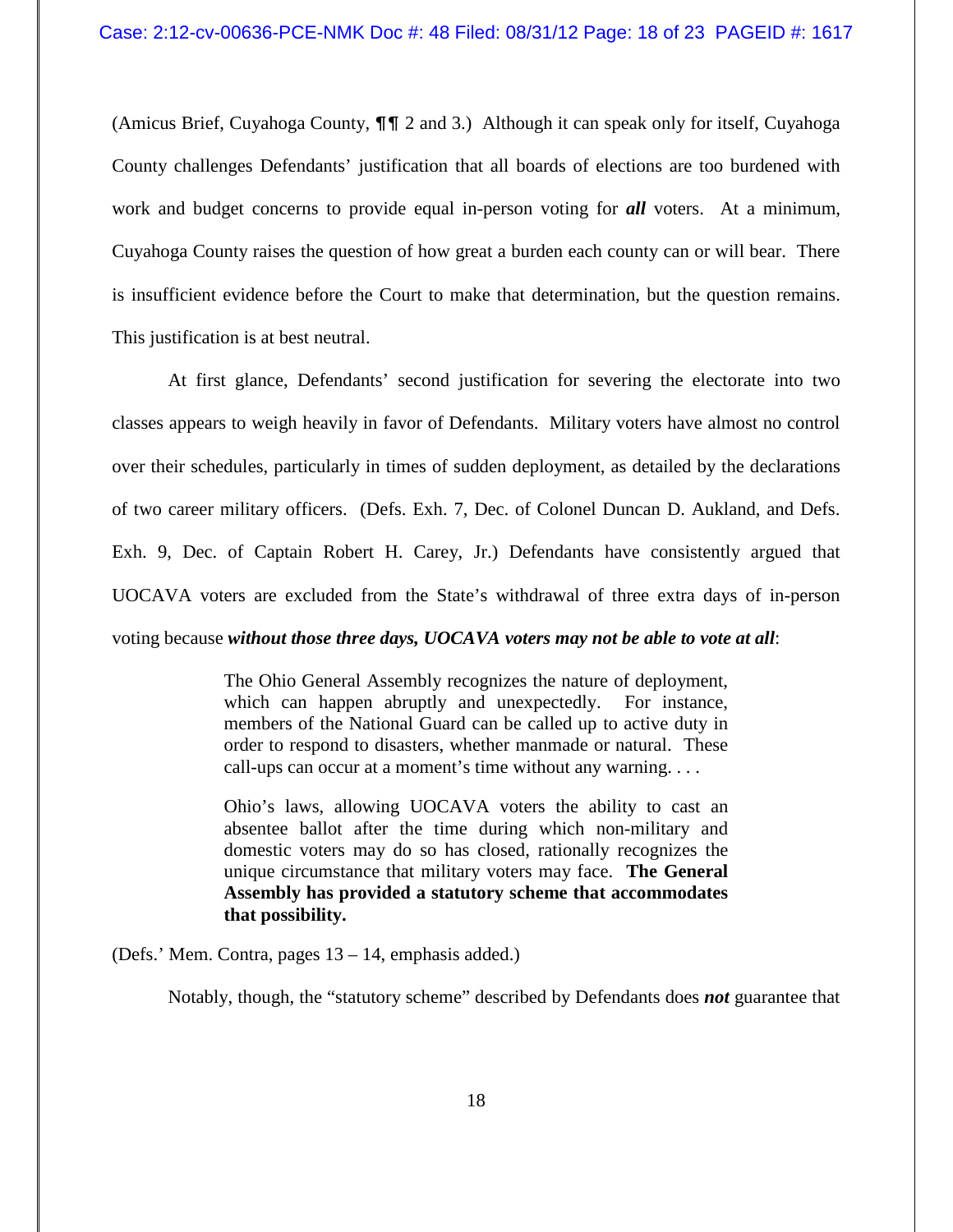(Amicus Brief, Cuyahoga County, ¶¶ 2 and 3.) Although it can speak only for itself, Cuyahoga County challenges Defendants' justification that all boards of elections are too burdened with work and budget concerns to provide equal in-person voting for ***all*** voters. At a minimum, Cuyahoga County raises the question of how great a burden each county can or will bear. There is insufficient evidence before the Court to make that determination, but the question remains. This justification is at best neutral.

At first glance, Defendants' second justification for severing the electorate into two classes appears to weigh heavily in favor of Defendants. Military voters have almost no control over their schedules, particularly in times of sudden deployment, as detailed by the declarations of two career military officers. (Defs. Exh. 7, Dec. of Colonel Duncan D. Aukland, and Defs. Exh. 9, Dec. of Captain Robert H. Carey, Jr.) Defendants have consistently argued that UOCAVA voters are excluded from the State's withdrawal of three extra days of in-person voting because ***without those three days, UOCAVA voters may not be able to vote at all***:

> The Ohio General Assembly recognizes the nature of deployment, which can happen abruptly and unexpectedly. For instance, members of the National Guard can be called up to active duty in order to respond to disasters, whether manmade or natural. These call-ups can occur at a moment's time without any warning. . . .
>
> Ohio's laws, allowing UOCAVA voters the ability to cast an absentee ballot after the time during which non-military and domestic voters may do so has closed, rationally recognizes the unique circumstance that military voters may face. **The General Assembly has provided a statutory scheme that accommodates that possibility.**

(Defs.' Mem. Contra, pages 13 – 14, emphasis added.)

Notably, though, the "statutory scheme" described by Defendants does ***not*** guarantee that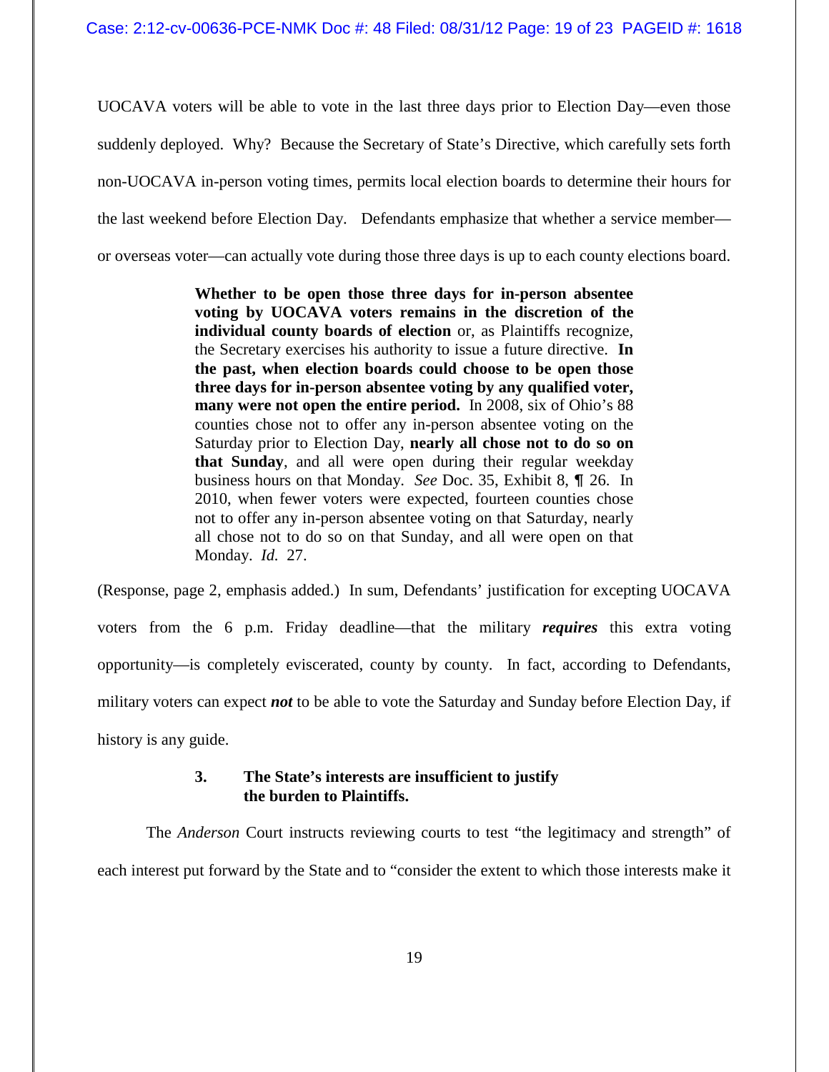UOCAVA voters will be able to vote in the last three days prior to Election Day—even those suddenly deployed. Why? Because the Secretary of State's Directive, which carefully sets forth non-UOCAVA in-person voting times, permits local election boards to determine their hours for the last weekend before Election Day. Defendants emphasize that whether a service member—or overseas voter—can actually vote during those three days is up to each county elections board.

> **Whether to be open those three days for in-person absentee voting by UOCAVA voters remains in the discretion of the individual county boards of election** or, as Plaintiffs recognize, the Secretary exercises his authority to issue a future directive. **In the past, when election boards could choose to be open those three days for in-person absentee voting by any qualified voter, many were not open the entire period.** In 2008, six of Ohio's 88 counties chose not to offer any in-person absentee voting on the Saturday prior to Election Day, **nearly all chose not to do so on that Sunday**, and all were open during their regular weekday business hours on that Monday. *See* Doc. 35, Exhibit 8, ¶ 26. In 2010, when fewer voters were expected, fourteen counties chose not to offer any in-person absentee voting on that Saturday, nearly all chose not to do so on that Sunday, and all were open on that Monday. *Id.* 27.

(Response, page 2, emphasis added.) In sum, Defendants' justification for excepting UOCAVA voters from the 6 p.m. Friday deadline—that the military ***requires*** this extra voting opportunity—is completely eviscerated, county by county. In fact, according to Defendants, military voters can expect ***not*** to be able to vote the Saturday and Sunday before Election Day, if history is any guide.

**3. The State's interests are insufficient to justify the burden to Plaintiffs.**

The *Anderson* Court instructs reviewing courts to test "the legitimacy and strength" of each interest put forward by the State and to "consider the extent to which those interests make it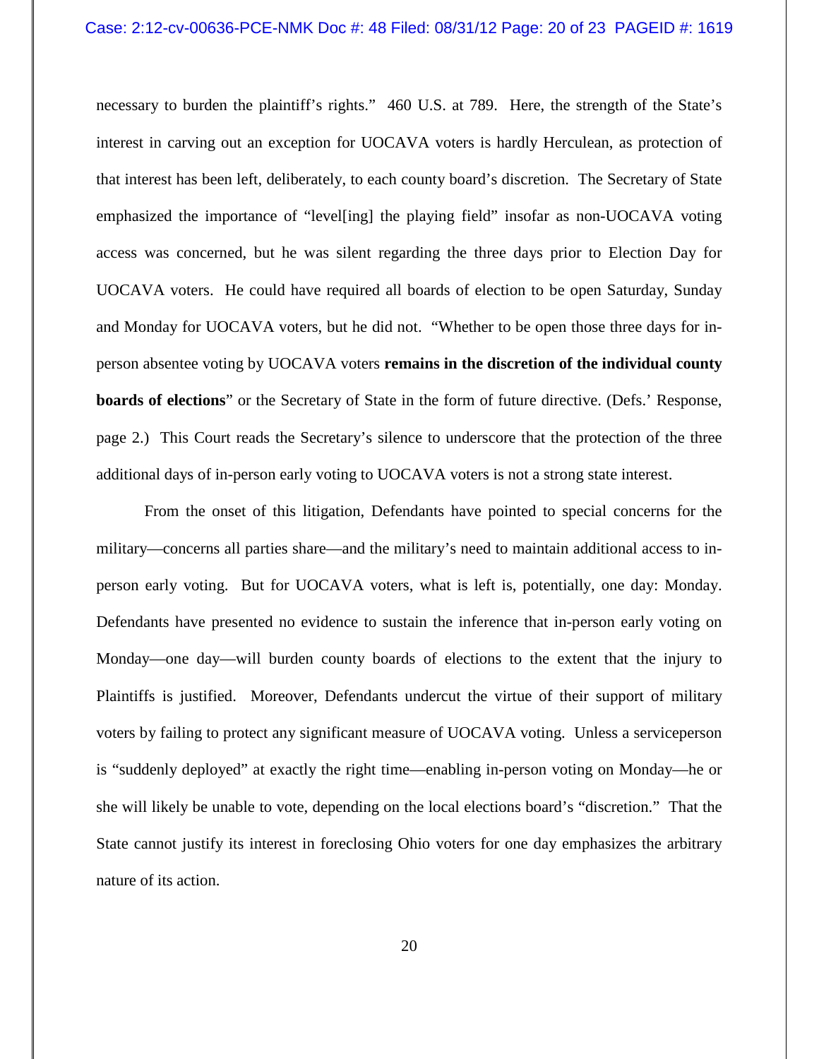necessary to burden the plaintiff's rights." 460 U.S. at 789. Here, the strength of the State's interest in carving out an exception for UOCAVA voters is hardly Herculean, as protection of that interest has been left, deliberately, to each county board's discretion. The Secretary of State emphasized the importance of "level[ing] the playing field" insofar as non-UOCAVA voting access was concerned, but he was silent regarding the three days prior to Election Day for UOCAVA voters. He could have required all boards of election to be open Saturday, Sunday and Monday for UOCAVA voters, but he did not. "Whether to be open those three days for in-person absentee voting by UOCAVA voters **remains in the discretion of the individual county boards of elections**" or the Secretary of State in the form of future directive. (Defs.' Response, page 2.) This Court reads the Secretary's silence to underscore that the protection of the three additional days of in-person early voting to UOCAVA voters is not a strong state interest.

From the onset of this litigation, Defendants have pointed to special concerns for the military—concerns all parties share—and the military's need to maintain additional access to in-person early voting. But for UOCAVA voters, what is left is, potentially, one day: Monday. Defendants have presented no evidence to sustain the inference that in-person early voting on Monday—one day—will burden county boards of elections to the extent that the injury to Plaintiffs is justified. Moreover, Defendants undercut the virtue of their support of military voters by failing to protect any significant measure of UOCAVA voting. Unless a serviceperson is "suddenly deployed" at exactly the right time—enabling in-person voting on Monday—he or she will likely be unable to vote, depending on the local elections board's "discretion." That the State cannot justify its interest in foreclosing Ohio voters for one day emphasizes the arbitrary nature of its action.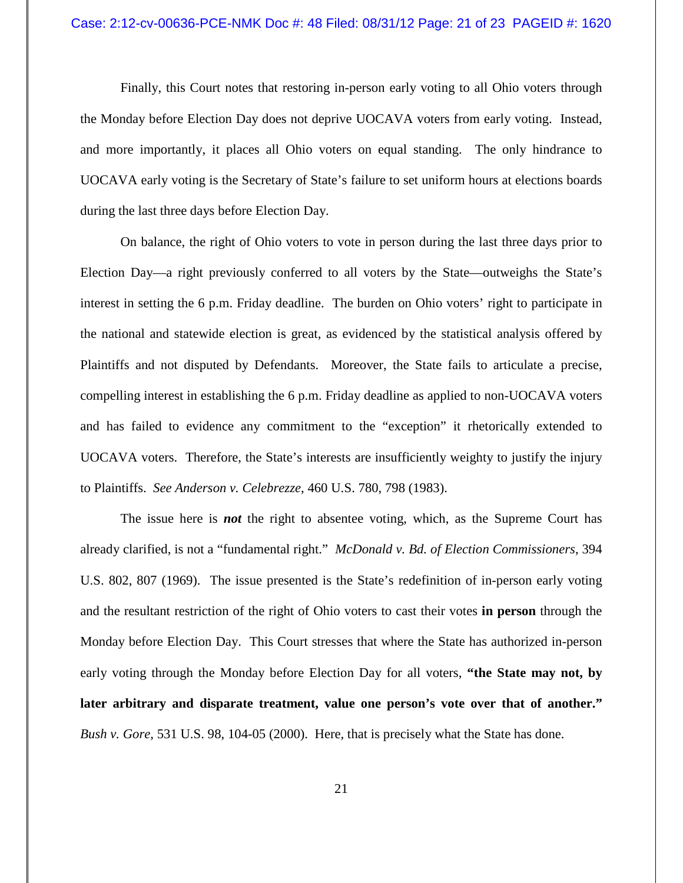Finally, this Court notes that restoring in-person early voting to all Ohio voters through the Monday before Election Day does not deprive UOCAVA voters from early voting. Instead, and more importantly, it places all Ohio voters on equal standing. The only hindrance to UOCAVA early voting is the Secretary of State's failure to set uniform hours at elections boards during the last three days before Election Day.

On balance, the right of Ohio voters to vote in person during the last three days prior to Election Day—a right previously conferred to all voters by the State—outweighs the State's interest in setting the 6 p.m. Friday deadline. The burden on Ohio voters' right to participate in the national and statewide election is great, as evidenced by the statistical analysis offered by Plaintiffs and not disputed by Defendants. Moreover, the State fails to articulate a precise, compelling interest in establishing the 6 p.m. Friday deadline as applied to non-UOCAVA voters and has failed to evidence any commitment to the "exception" it rhetorically extended to UOCAVA voters. Therefore, the State's interests are insufficiently weighty to justify the injury to Plaintiffs. *See Anderson v. Celebrezze*, 460 U.S. 780, 798 (1983).

The issue here is ***not*** the right to absentee voting, which, as the Supreme Court has already clarified, is not a "fundamental right." *McDonald v. Bd. of Election Commissioners*, 394 U.S. 802, 807 (1969). The issue presented is the State's redefinition of in-person early voting and the resultant restriction of the right of Ohio voters to cast their votes **in person** through the Monday before Election Day. This Court stresses that where the State has authorized in-person early voting through the Monday before Election Day for all voters, **"the State may not, by later arbitrary and disparate treatment, value one person's vote over that of another."** *Bush v. Gore*, 531 U.S. 98, 104-05 (2000). Here, that is precisely what the State has done.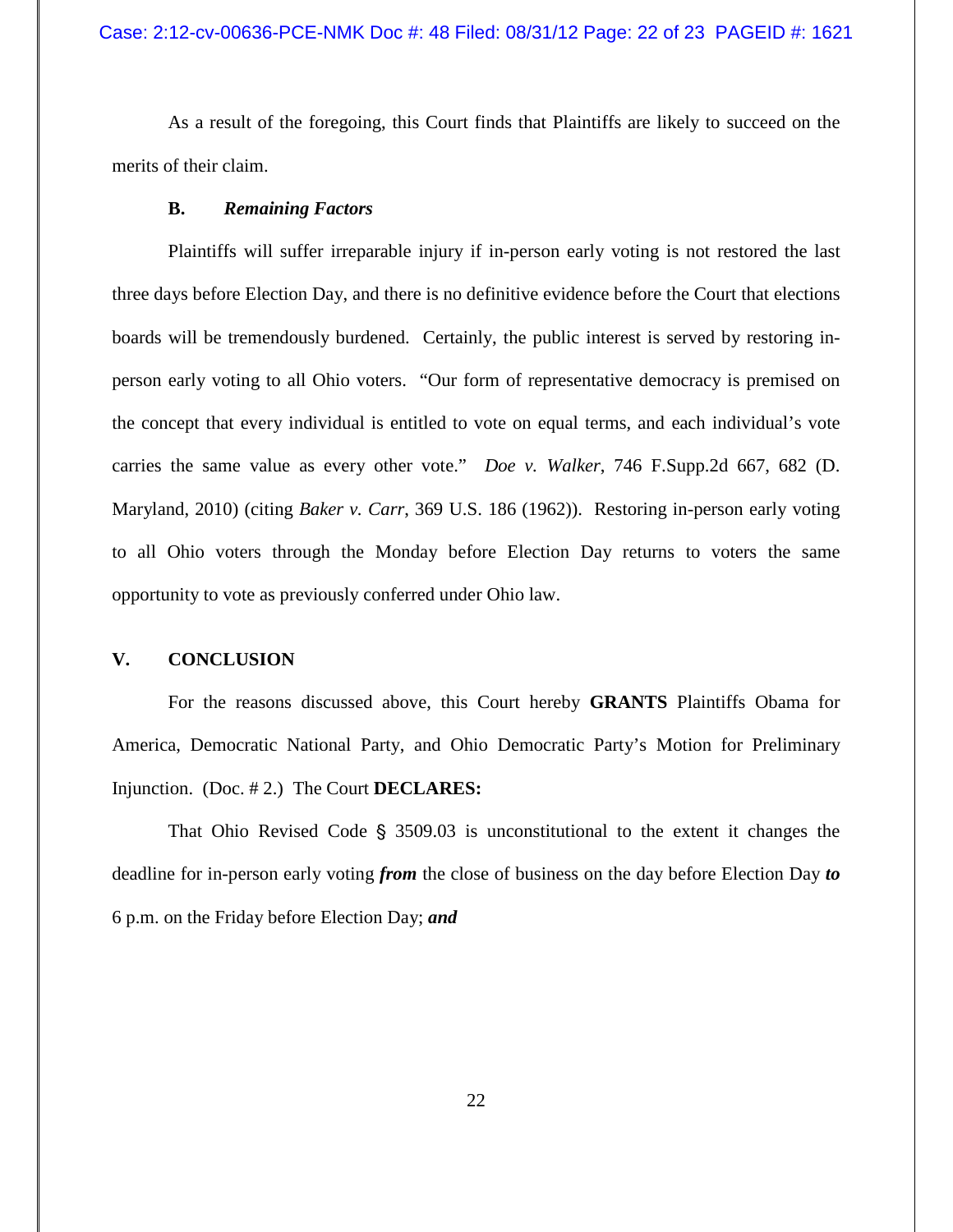As a result of the foregoing, this Court finds that Plaintiffs are likely to succeed on the merits of their claim.

### B. *Remaining Factors*

Plaintiffs will suffer irreparable injury if in-person early voting is not restored the last three days before Election Day, and there is no definitive evidence before the Court that elections boards will be tremendously burdened. Certainly, the public interest is served by restoring in-person early voting to all Ohio voters. "Our form of representative democracy is premised on the concept that every individual is entitled to vote on equal terms, and each individual's vote carries the same value as every other vote." *Doe v. Walker*, 746 F.Supp.2d 667, 682 (D. Maryland, 2010) (citing *Baker v. Carr*, 369 U.S. 186 (1962)). Restoring in-person early voting to all Ohio voters through the Monday before Election Day returns to voters the same opportunity to vote as previously conferred under Ohio law.

## V. CONCLUSION

For the reasons discussed above, this Court hereby **GRANTS** Plaintiffs Obama for America, Democratic National Party, and Ohio Democratic Party's Motion for Preliminary Injunction. (Doc. # 2.) The Court **DECLARES:**

That Ohio Revised Code § 3509.03 is unconstitutional to the extent it changes the deadline for in-person early voting ***from*** the close of business on the day before Election Day ***to*** 6 p.m. on the Friday before Election Day; ***and***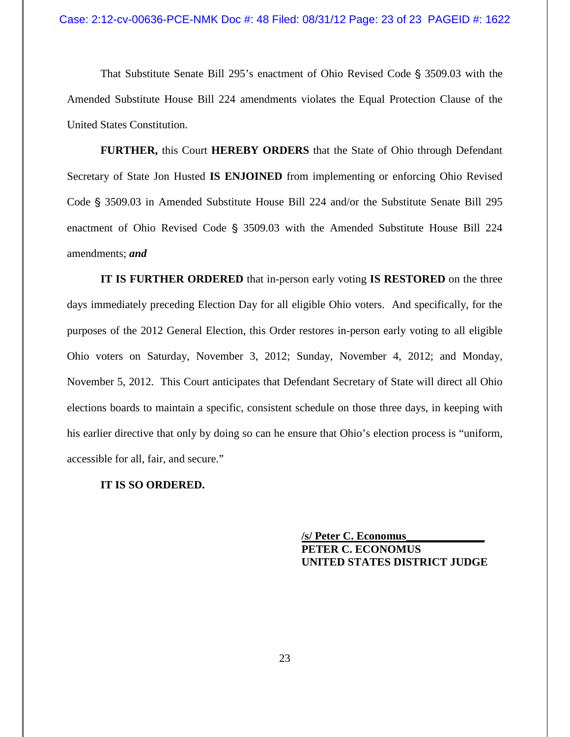That Substitute Senate Bill 295's enactment of Ohio Revised Code § 3509.03 with the Amended Substitute House Bill 224 amendments violates the Equal Protection Clause of the United States Constitution.

**FURTHER,** this Court **HEREBY ORDERS** that the State of Ohio through Defendant Secretary of State Jon Husted **IS ENJOINED** from implementing or enforcing Ohio Revised Code § 3509.03 in Amended Substitute House Bill 224 and/or the Substitute Senate Bill 295 enactment of Ohio Revised Code § 3509.03 with the Amended Substitute House Bill 224 amendments; ***and***

**IT IS FURTHER ORDERED** that in-person early voting **IS RESTORED** on the three days immediately preceding Election Day for all eligible Ohio voters. And specifically, for the purposes of the 2012 General Election, this Order restores in-person early voting to all eligible Ohio voters on Saturday, November 3, 2012; Sunday, November 4, 2012; and Monday, November 5, 2012. This Court anticipates that Defendant Secretary of State will direct all Ohio elections boards to maintain a specific, consistent schedule on those three days, in keeping with his earlier directive that only by doing so can he ensure that Ohio's election process is "uniform, accessible for all, fair, and secure."

**IT IS SO ORDERED.**

**/s/ Peter C. Economus**
**PETER C. ECONOMUS**
**UNITED STATES DISTRICT JUDGE**